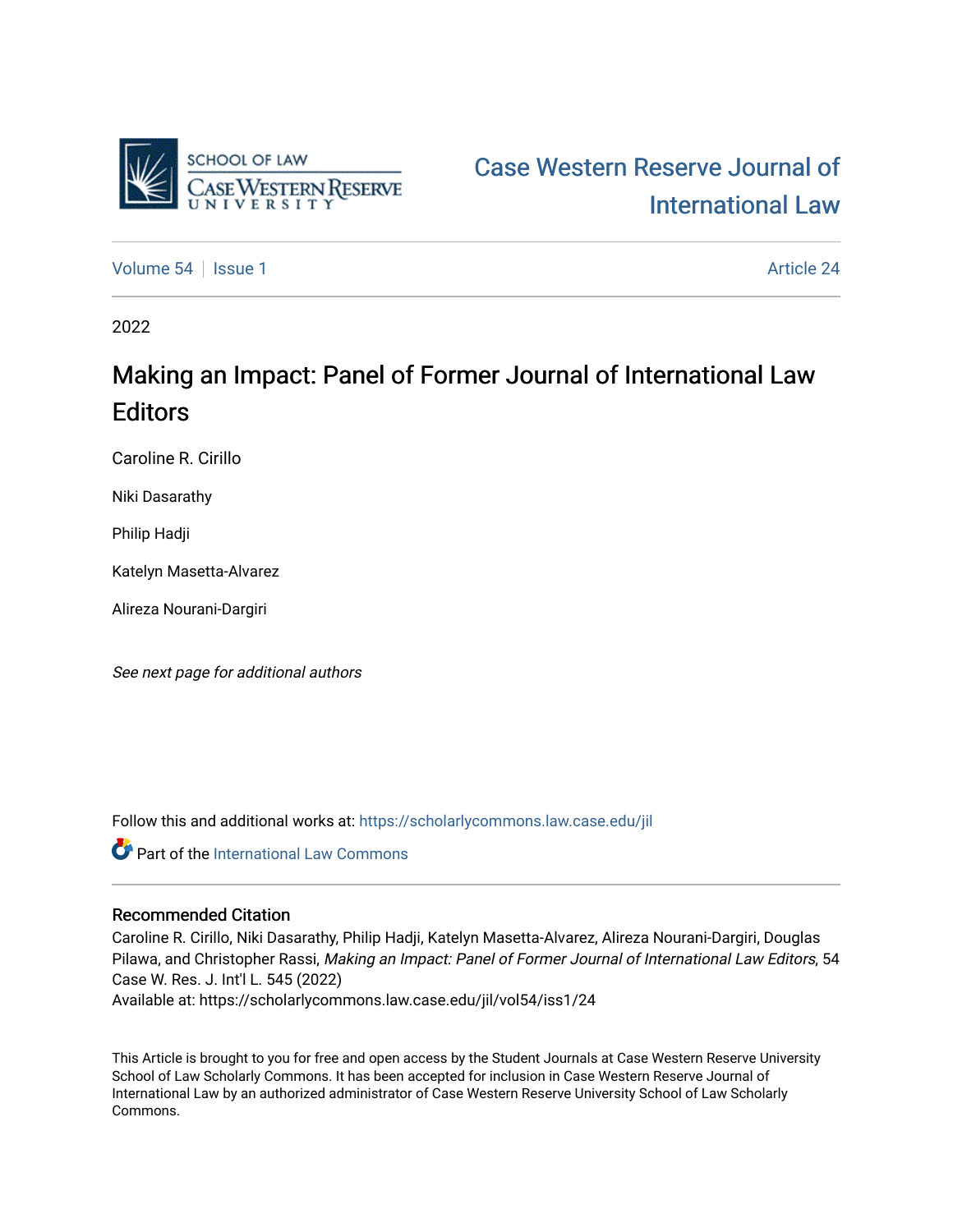SCHOOL OF LAW
CASE WESTERN RESERVE
UNIVERSITY

Case Western Reserve Journal of International Law

Volume 54 | Issue 1 | Article 24

2022

# Making an Impact: Panel of Former Journal of International Law Editors

Caroline R. Cirillo

Niki Dasarathy

Philip Hadji

Katelyn Masetta-Alvarez

Alireza Nourani-Dargiri

*See next page for additional authors*

Follow this and additional works at: https://scholarlycommons.law.case.edu/jil

Part of the International Law Commons

## Recommended Citation

Caroline R. Cirillo, Niki Dasarathy, Philip Hadji, Katelyn Masetta-Alvarez, Alireza Nourani-Dargiri, Douglas Pilawa, and Christopher Rassi, *Making an Impact: Panel of Former Journal of International Law Editors*, 54 Case W. Res. J. Int'l L. 545 (2022)

Available at: https://scholarlycommons.law.case.edu/jil/vol54/iss1/24

This Article is brought to you for free and open access by the Student Journals at Case Western Reserve University School of Law Scholarly Commons. It has been accepted for inclusion in Case Western Reserve Journal of International Law by an authorized administrator of Case Western Reserve University School of Law Scholarly Commons.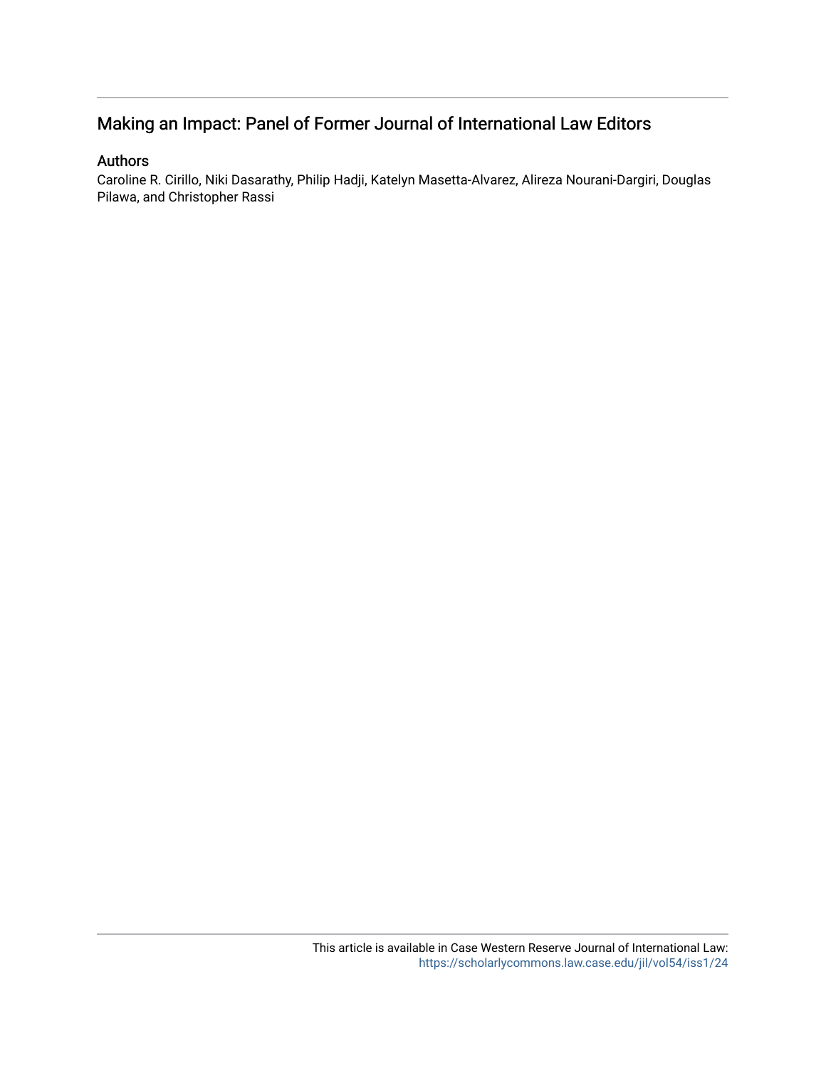# Making an Impact: Panel of Former Journal of International Law Editors

## Authors

Caroline R. Cirillo, Niki Dasarathy, Philip Hadji, Katelyn Masetta-Alvarez, Alireza Nourani-Dargiri, Douglas Pilawa, and Christopher Rassi

This article is available in Case Western Reserve Journal of International Law: https://scholarlycommons.law.case.edu/jil/vol54/iss1/24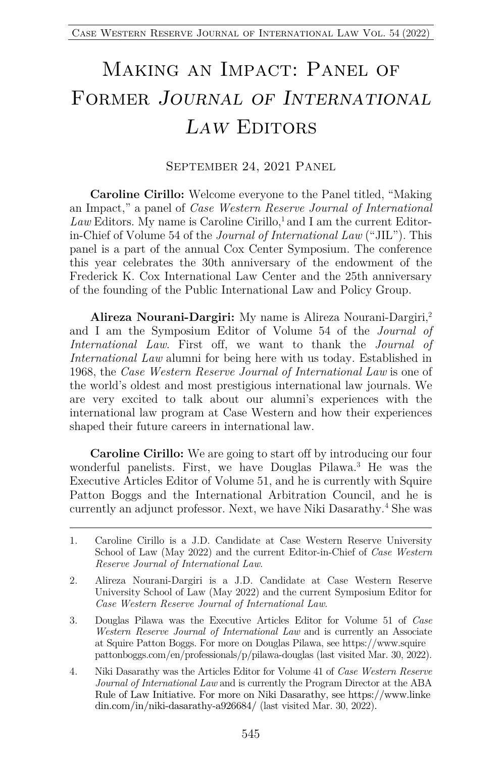# Making an Impact: Panel of Former *Journal of International Law* Editors

## September 24, 2021 Panel

**Caroline Cirillo:** Welcome everyone to the Panel titled, "Making an Impact," a panel of *Case Western Reserve Journal of International Law* Editors. My name is Caroline Cirillo,[1] and I am the current Editor-in-Chief of Volume 54 of the *Journal of International Law* ("JIL"). This panel is a part of the annual Cox Center Symposium. The conference this year celebrates the 30th anniversary of the endowment of the Frederick K. Cox International Law Center and the 25th anniversary of the founding of the Public International Law and Policy Group.

**Alireza Nourani-Dargiri:** My name is Alireza Nourani-Dargiri,[2] and I am the Symposium Editor of Volume 54 of the *Journal of International Law*. First off, we want to thank the *Journal of International Law* alumni for being here with us today. Established in 1968, the *Case Western Reserve Journal of International Law* is one of the world's oldest and most prestigious international law journals. We are very excited to talk about our alumni's experiences with the international law program at Case Western and how their experiences shaped their future careers in international law.

**Caroline Cirillo:** We are going to start off by introducing our four wonderful panelists. First, we have Douglas Pilawa.[3] He was the Executive Articles Editor of Volume 51, and he is currently with Squire Patton Boggs and the International Arbitration Council, and he is currently an adjunct professor. Next, we have Niki Dasarathy.[4] She was

---

1. Caroline Cirillo is a J.D. Candidate at Case Western Reserve University School of Law (May 2022) and the current Editor-in-Chief of *Case Western Reserve Journal of International Law*.

2. Alireza Nourani-Dargiri is a J.D. Candidate at Case Western Reserve University School of Law (May 2022) and the current Symposium Editor for *Case Western Reserve Journal of International Law*.

3. Douglas Pilawa was the Executive Articles Editor for Volume 51 of *Case Western Reserve Journal of International Law* and is currently an Associate at Squire Patton Boggs. For more on Douglas Pilawa, see https://www.squirepattonboggs.com/en/professionals/p/pilawa-douglas (last visited Mar. 30, 2022).

4. Niki Dasarathy was the Articles Editor for Volume 41 of *Case Western Reserve Journal of International Law* and is currently the Program Director at the ABA Rule of Law Initiative. For more on Niki Dasarathy, see https://www.linkedin.com/in/niki-dasarathy-a926684/ (last visited Mar. 30, 2022).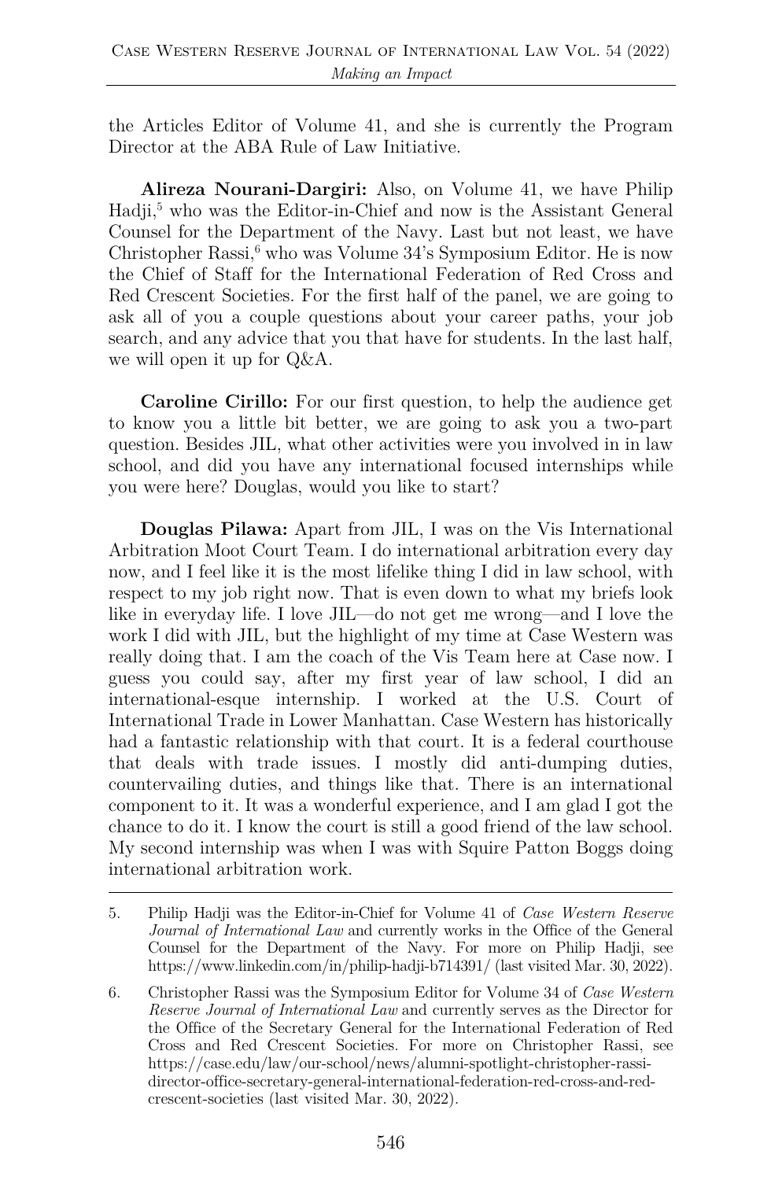the Articles Editor of Volume 41, and she is currently the Program Director at the ABA Rule of Law Initiative.

**Alireza Nourani-Dargiri:** Also, on Volume 41, we have Philip Hadji,[5] who was the Editor-in-Chief and now is the Assistant General Counsel for the Department of the Navy. Last but not least, we have Christopher Rassi,[6] who was Volume 34's Symposium Editor. He is now the Chief of Staff for the International Federation of Red Cross and Red Crescent Societies. For the first half of the panel, we are going to ask all of you a couple questions about your career paths, your job search, and any advice that you that have for students. In the last half, we will open it up for Q&A.

**Caroline Cirillo:** For our first question, to help the audience get to know you a little bit better, we are going to ask you a two-part question. Besides JIL, what other activities were you involved in in law school, and did you have any international focused internships while you were here? Douglas, would you like to start?

**Douglas Pilawa:** Apart from JIL, I was on the Vis International Arbitration Moot Court Team. I do international arbitration every day now, and I feel like it is the most lifelike thing I did in law school, with respect to my job right now. That is even down to what my briefs look like in everyday life. I love JIL—do not get me wrong—and I love the work I did with JIL, but the highlight of my time at Case Western was really doing that. I am the coach of the Vis Team here at Case now. I guess you could say, after my first year of law school, I did an international-esque internship. I worked at the U.S. Court of International Trade in Lower Manhattan. Case Western has historically had a fantastic relationship with that court. It is a federal courthouse that deals with trade issues. I mostly did anti-dumping duties, countervailing duties, and things like that. There is an international component to it. It was a wonderful experience, and I am glad I got the chance to do it. I know the court is still a good friend of the law school. My second internship was when I was with Squire Patton Boggs doing international arbitration work.

---

5. Philip Hadji was the Editor-in-Chief for Volume 41 of *Case Western Reserve Journal of International Law* and currently works in the Office of the General Counsel for the Department of the Navy. For more on Philip Hadji, see https://www.linkedin.com/in/philip-hadji-b714391/ (last visited Mar. 30, 2022).

6. Christopher Rassi was the Symposium Editor for Volume 34 of *Case Western Reserve Journal of International Law* and currently serves as the Director for the Office of the Secretary General for the International Federation of Red Cross and Red Crescent Societies. For more on Christopher Rassi, see https://case.edu/law/our-school/news/alumni-spotlight-christopher-rassi-director-office-secretary-general-international-federation-red-cross-and-red-crescent-societies (last visited Mar. 30, 2022).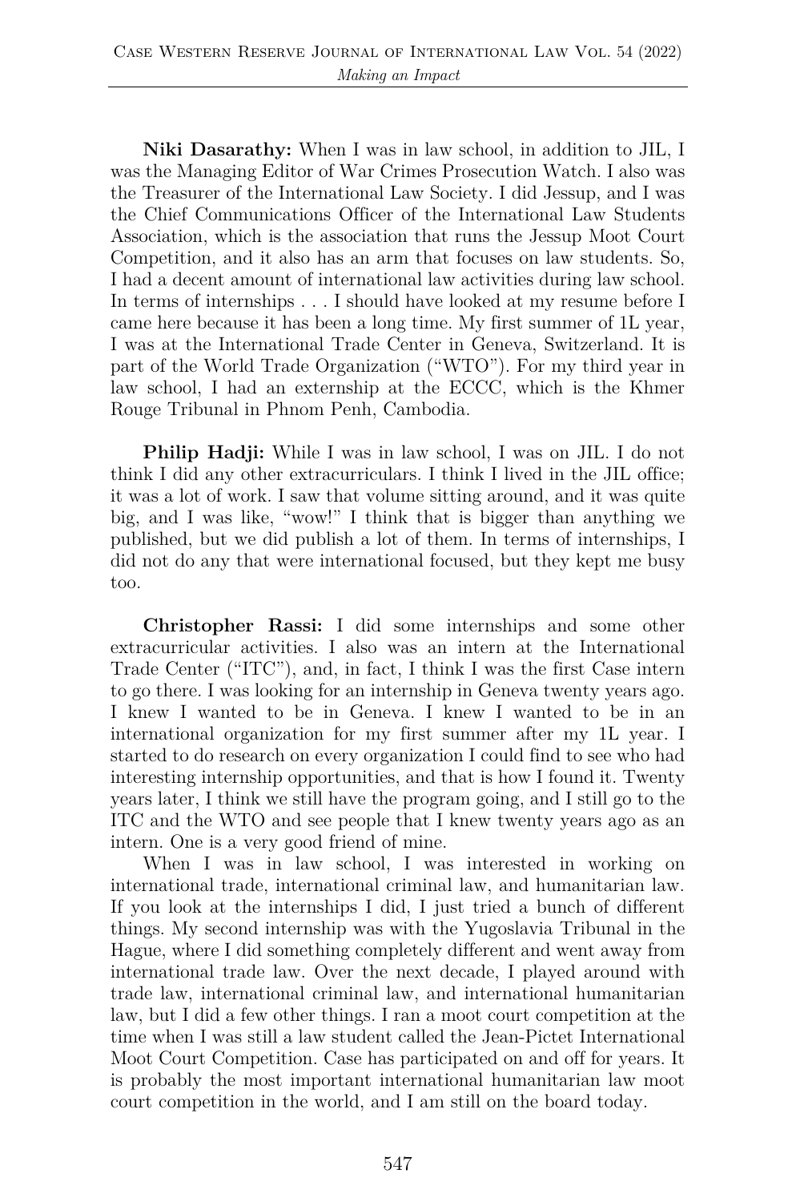**Niki Dasarathy:** When I was in law school, in addition to JIL, I was the Managing Editor of War Crimes Prosecution Watch. I also was the Treasurer of the International Law Society. I did Jessup, and I was the Chief Communications Officer of the International Law Students Association, which is the association that runs the Jessup Moot Court Competition, and it also has an arm that focuses on law students. So, I had a decent amount of international law activities during law school. In terms of internships . . . I should have looked at my resume before I came here because it has been a long time. My first summer of 1L year, I was at the International Trade Center in Geneva, Switzerland. It is part of the World Trade Organization ("WTO"). For my third year in law school, I had an externship at the ECCC, which is the Khmer Rouge Tribunal in Phnom Penh, Cambodia.

**Philip Hadji:** While I was in law school, I was on JIL. I do not think I did any other extracurriculars. I think I lived in the JIL office; it was a lot of work. I saw that volume sitting around, and it was quite big, and I was like, "wow!" I think that is bigger than anything we published, but we did publish a lot of them. In terms of internships, I did not do any that were international focused, but they kept me busy too.

**Christopher Rassi:** I did some internships and some other extracurricular activities. I also was an intern at the International Trade Center ("ITC"), and, in fact, I think I was the first Case intern to go there. I was looking for an internship in Geneva twenty years ago. I knew I wanted to be in Geneva. I knew I wanted to be in an international organization for my first summer after my 1L year. I started to do research on every organization I could find to see who had interesting internship opportunities, and that is how I found it. Twenty years later, I think we still have the program going, and I still go to the ITC and the WTO and see people that I knew twenty years ago as an intern. One is a very good friend of mine.

When I was in law school, I was interested in working on international trade, international criminal law, and humanitarian law. If you look at the internships I did, I just tried a bunch of different things. My second internship was with the Yugoslavia Tribunal in the Hague, where I did something completely different and went away from international trade law. Over the next decade, I played around with trade law, international criminal law, and international humanitarian law, but I did a few other things. I ran a moot court competition at the time when I was still a law student called the Jean-Pictet International Moot Court Competition. Case has participated on and off for years. It is probably the most important international humanitarian law moot court competition in the world, and I am still on the board today.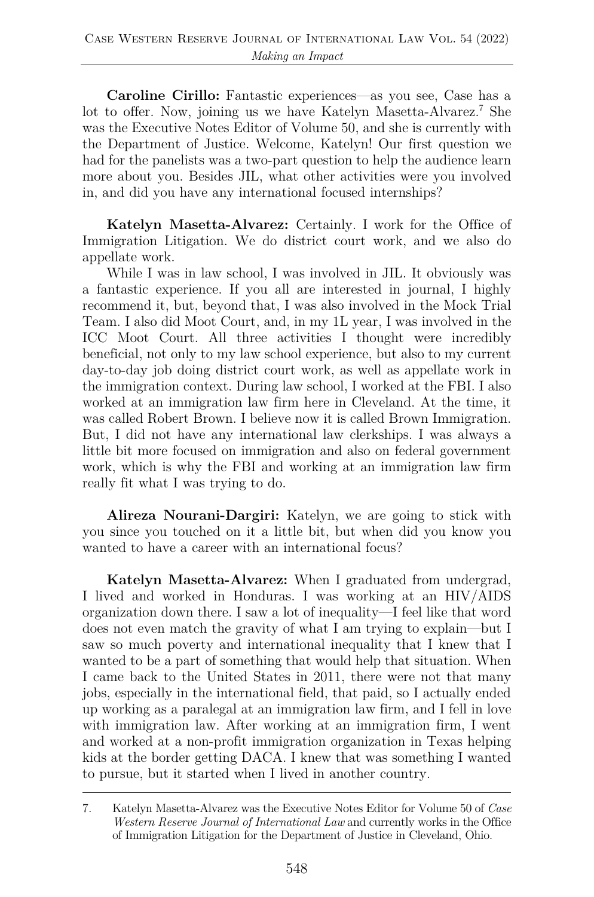**Caroline Cirillo:** Fantastic experiences—as you see, Case has a lot to offer. Now, joining us we have Katelyn Masetta-Alvarez.[7] She was the Executive Notes Editor of Volume 50, and she is currently with the Department of Justice. Welcome, Katelyn! Our first question we had for the panelists was a two-part question to help the audience learn more about you. Besides JIL, what other activities were you involved in, and did you have any international focused internships?

**Katelyn Masetta-Alvarez:** Certainly. I work for the Office of Immigration Litigation. We do district court work, and we also do appellate work.

While I was in law school, I was involved in JIL. It obviously was a fantastic experience. If you all are interested in journal, I highly recommend it, but, beyond that, I was also involved in the Mock Trial Team. I also did Moot Court, and, in my 1L year, I was involved in the ICC Moot Court. All three activities I thought were incredibly beneficial, not only to my law school experience, but also to my current day-to-day job doing district court work, as well as appellate work in the immigration context. During law school, I worked at the FBI. I also worked at an immigration law firm here in Cleveland. At the time, it was called Robert Brown. I believe now it is called Brown Immigration. But, I did not have any international law clerkships. I was always a little bit more focused on immigration and also on federal government work, which is why the FBI and working at an immigration law firm really fit what I was trying to do.

**Alireza Nourani-Dargiri:** Katelyn, we are going to stick with you since you touched on it a little bit, but when did you know you wanted to have a career with an international focus?

**Katelyn Masetta-Alvarez:** When I graduated from undergrad, I lived and worked in Honduras. I was working at an HIV/AIDS organization down there. I saw a lot of inequality—I feel like that word does not even match the gravity of what I am trying to explain—but I saw so much poverty and international inequality that I knew that I wanted to be a part of something that would help that situation. When I came back to the United States in 2011, there were not that many jobs, especially in the international field, that paid, so I actually ended up working as a paralegal at an immigration law firm, and I fell in love with immigration law. After working at an immigration firm, I went and worked at a non-profit immigration organization in Texas helping kids at the border getting DACA. I knew that was something I wanted to pursue, but it started when I lived in another country.

7. Katelyn Masetta-Alvarez was the Executive Notes Editor for Volume 50 of *Case Western Reserve Journal of International Law* and currently works in the Office of Immigration Litigation for the Department of Justice in Cleveland, Ohio.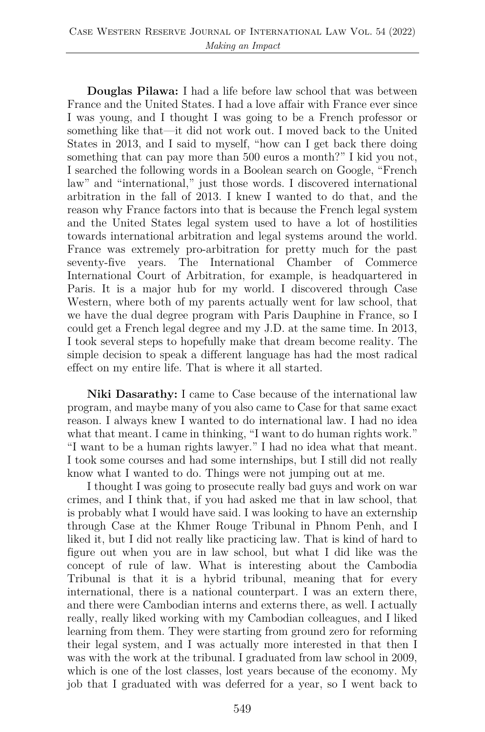**Douglas Pilawa:** I had a life before law school that was between France and the United States. I had a love affair with France ever since I was young, and I thought I was going to be a French professor or something like that—it did not work out. I moved back to the United States in 2013, and I said to myself, "how can I get back there doing something that can pay more than 500 euros a month?" I kid you not, I searched the following words in a Boolean search on Google, "French law" and "international," just those words. I discovered international arbitration in the fall of 2013. I knew I wanted to do that, and the reason why France factors into that is because the French legal system and the United States legal system used to have a lot of hostilities towards international arbitration and legal systems around the world. France was extremely pro-arbitration for pretty much for the past seventy-five years. The International Chamber of Commerce International Court of Arbitration, for example, is headquartered in Paris. It is a major hub for my world. I discovered through Case Western, where both of my parents actually went for law school, that we have the dual degree program with Paris Dauphine in France, so I could get a French legal degree and my J.D. at the same time. In 2013, I took several steps to hopefully make that dream become reality. The simple decision to speak a different language has had the most radical effect on my entire life. That is where it all started.

**Niki Dasarathy:** I came to Case because of the international law program, and maybe many of you also came to Case for that same exact reason. I always knew I wanted to do international law. I had no idea what that meant. I came in thinking, "I want to do human rights work." "I want to be a human rights lawyer." I had no idea what that meant. I took some courses and had some internships, but I still did not really know what I wanted to do. Things were not jumping out at me.

I thought I was going to prosecute really bad guys and work on war crimes, and I think that, if you had asked me that in law school, that is probably what I would have said. I was looking to have an externship through Case at the Khmer Rouge Tribunal in Phnom Penh, and I liked it, but I did not really like practicing law. That is kind of hard to figure out when you are in law school, but what I did like was the concept of rule of law. What is interesting about the Cambodia Tribunal is that it is a hybrid tribunal, meaning that for every international, there is a national counterpart. I was an extern there, and there were Cambodian interns and externs there, as well. I actually really, really liked working with my Cambodian colleagues, and I liked learning from them. They were starting from ground zero for reforming their legal system, and I was actually more interested in that then I was with the work at the tribunal. I graduated from law school in 2009, which is one of the lost classes, lost years because of the economy. My job that I graduated with was deferred for a year, so I went back to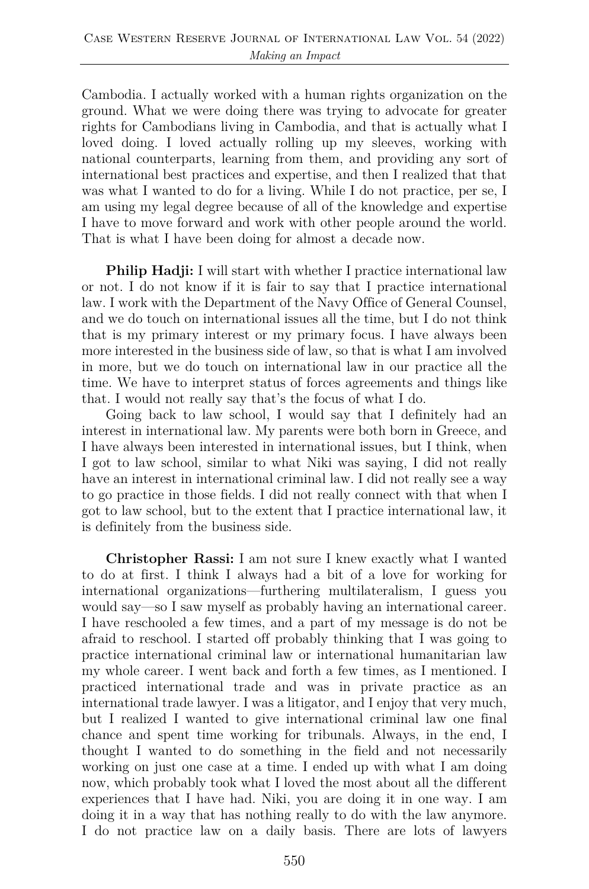Cambodia. I actually worked with a human rights organization on the ground. What we were doing there was trying to advocate for greater rights for Cambodians living in Cambodia, and that is actually what I loved doing. I loved actually rolling up my sleeves, working with national counterparts, learning from them, and providing any sort of international best practices and expertise, and then I realized that that was what I wanted to do for a living. While I do not practice, per se, I am using my legal degree because of all of the knowledge and expertise I have to move forward and work with other people around the world. That is what I have been doing for almost a decade now.

**Philip Hadji:** I will start with whether I practice international law or not. I do not know if it is fair to say that I practice international law. I work with the Department of the Navy Office of General Counsel, and we do touch on international issues all the time, but I do not think that is my primary interest or my primary focus. I have always been more interested in the business side of law, so that is what I am involved in more, but we do touch on international law in our practice all the time. We have to interpret status of forces agreements and things like that. I would not really say that's the focus of what I do.

Going back to law school, I would say that I definitely had an interest in international law. My parents were both born in Greece, and I have always been interested in international issues, but I think, when I got to law school, similar to what Niki was saying, I did not really have an interest in international criminal law. I did not really see a way to go practice in those fields. I did not really connect with that when I got to law school, but to the extent that I practice international law, it is definitely from the business side.

**Christopher Rassi:** I am not sure I knew exactly what I wanted to do at first. I think I always had a bit of a love for working for international organizations—furthering multilateralism, I guess you would say—so I saw myself as probably having an international career. I have reschooled a few times, and a part of my message is do not be afraid to reschool. I started off probably thinking that I was going to practice international criminal law or international humanitarian law my whole career. I went back and forth a few times, as I mentioned. I practiced international trade and was in private practice as an international trade lawyer. I was a litigator, and I enjoy that very much, but I realized I wanted to give international criminal law one final chance and spent time working for tribunals. Always, in the end, I thought I wanted to do something in the field and not necessarily working on just one case at a time. I ended up with what I am doing now, which probably took what I loved the most about all the different experiences that I have had. Niki, you are doing it in one way. I am doing it in a way that has nothing really to do with the law anymore. I do not practice law on a daily basis. There are lots of lawyers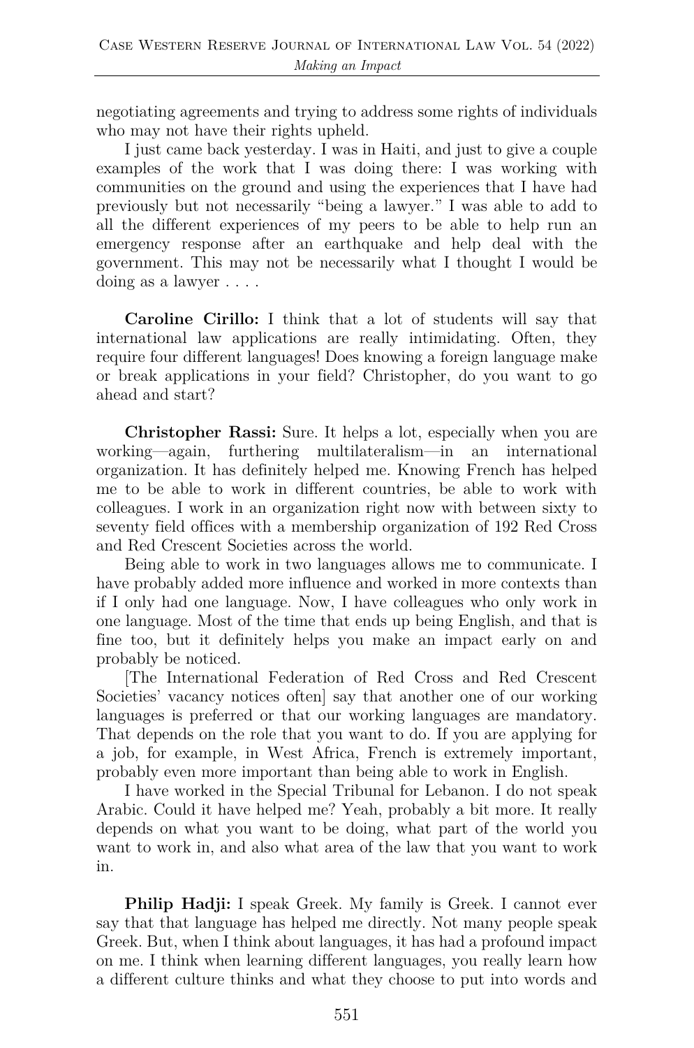negotiating agreements and trying to address some rights of individuals who may not have their rights upheld.

I just came back yesterday. I was in Haiti, and just to give a couple examples of the work that I was doing there: I was working with communities on the ground and using the experiences that I have had previously but not necessarily "being a lawyer." I was able to add to all the different experiences of my peers to be able to help run an emergency response after an earthquake and help deal with the government. This may not be necessarily what I thought I would be doing as a lawyer . . . .

**Caroline Cirillo:** I think that a lot of students will say that international law applications are really intimidating. Often, they require four different languages! Does knowing a foreign language make or break applications in your field? Christopher, do you want to go ahead and start?

**Christopher Rassi:** Sure. It helps a lot, especially when you are working—again, furthering multilateralism—in an international organization. It has definitely helped me. Knowing French has helped me to be able to work in different countries, be able to work with colleagues. I work in an organization right now with between sixty to seventy field offices with a membership organization of 192 Red Cross and Red Crescent Societies across the world.

Being able to work in two languages allows me to communicate. I have probably added more influence and worked in more contexts than if I only had one language. Now, I have colleagues who only work in one language. Most of the time that ends up being English, and that is fine too, but it definitely helps you make an impact early on and probably be noticed.

[The International Federation of Red Cross and Red Crescent Societies' vacancy notices often] say that another one of our working languages is preferred or that our working languages are mandatory. That depends on the role that you want to do. If you are applying for a job, for example, in West Africa, French is extremely important, probably even more important than being able to work in English.

I have worked in the Special Tribunal for Lebanon. I do not speak Arabic. Could it have helped me? Yeah, probably a bit more. It really depends on what you want to be doing, what part of the world you want to work in, and also what area of the law that you want to work in.

**Philip Hadji:** I speak Greek. My family is Greek. I cannot ever say that that language has helped me directly. Not many people speak Greek. But, when I think about languages, it has had a profound impact on me. I think when learning different languages, you really learn how a different culture thinks and what they choose to put into words and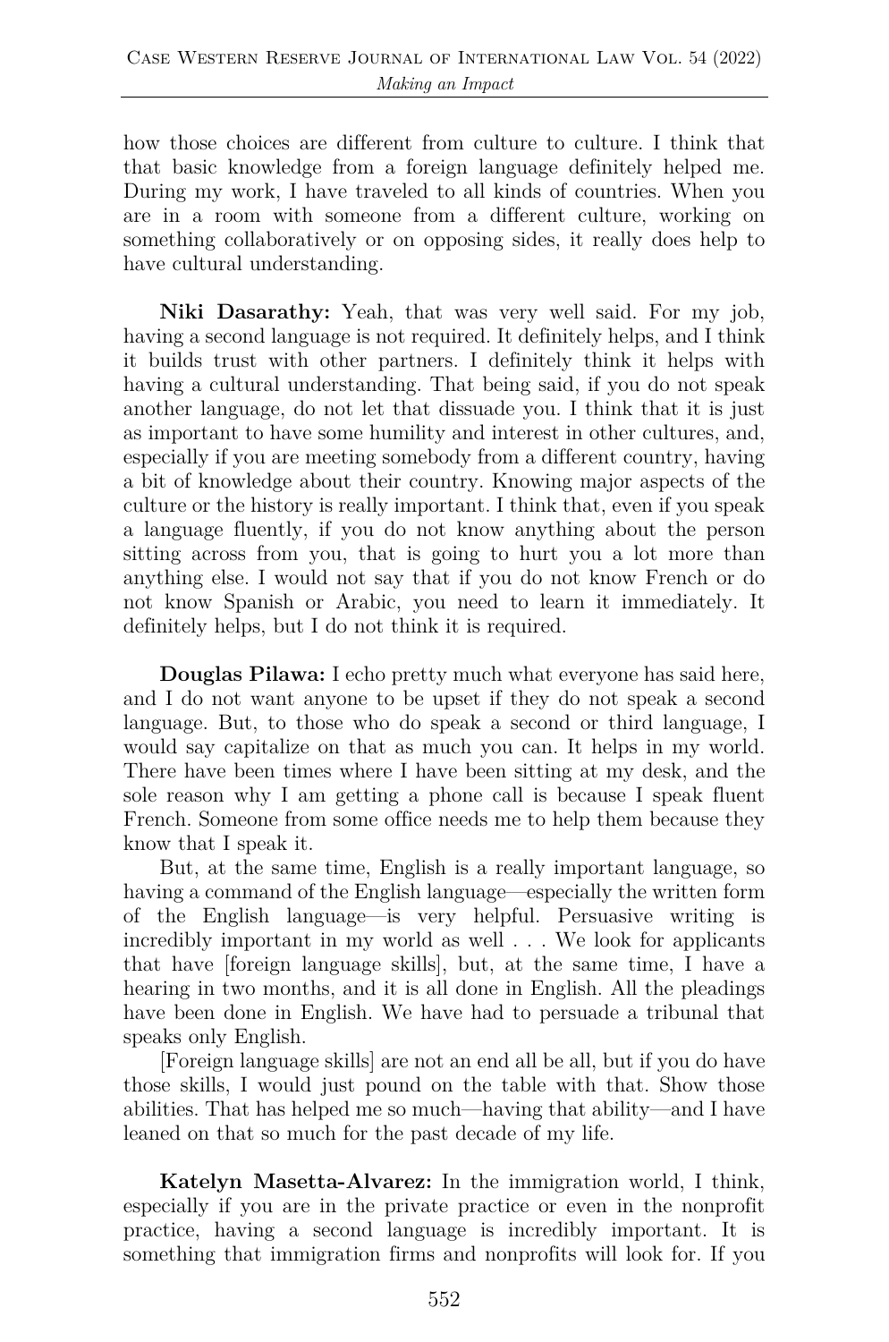how those choices are different from culture to culture. I think that that basic knowledge from a foreign language definitely helped me. During my work, I have traveled to all kinds of countries. When you are in a room with someone from a different culture, working on something collaboratively or on opposing sides, it really does help to have cultural understanding.

**Niki Dasarathy:** Yeah, that was very well said. For my job, having a second language is not required. It definitely helps, and I think it builds trust with other partners. I definitely think it helps with having a cultural understanding. That being said, if you do not speak another language, do not let that dissuade you. I think that it is just as important to have some humility and interest in other cultures, and, especially if you are meeting somebody from a different country, having a bit of knowledge about their country. Knowing major aspects of the culture or the history is really important. I think that, even if you speak a language fluently, if you do not know anything about the person sitting across from you, that is going to hurt you a lot more than anything else. I would not say that if you do not know French or do not know Spanish or Arabic, you need to learn it immediately. It definitely helps, but I do not think it is required.

**Douglas Pilawa:** I echo pretty much what everyone has said here, and I do not want anyone to be upset if they do not speak a second language. But, to those who do speak a second or third language, I would say capitalize on that as much you can. It helps in my world. There have been times where I have been sitting at my desk, and the sole reason why I am getting a phone call is because I speak fluent French. Someone from some office needs me to help them because they know that I speak it.

But, at the same time, English is a really important language, so having a command of the English language—especially the written form of the English language—is very helpful. Persuasive writing is incredibly important in my world as well . . . We look for applicants that have [foreign language skills], but, at the same time, I have a hearing in two months, and it is all done in English. All the pleadings have been done in English. We have had to persuade a tribunal that speaks only English.

[Foreign language skills] are not an end all be all, but if you do have those skills, I would just pound on the table with that. Show those abilities. That has helped me so much—having that ability—and I have leaned on that so much for the past decade of my life.

**Katelyn Masetta-Alvarez:** In the immigration world, I think, especially if you are in the private practice or even in the nonprofit practice, having a second language is incredibly important. It is something that immigration firms and nonprofits will look for. If you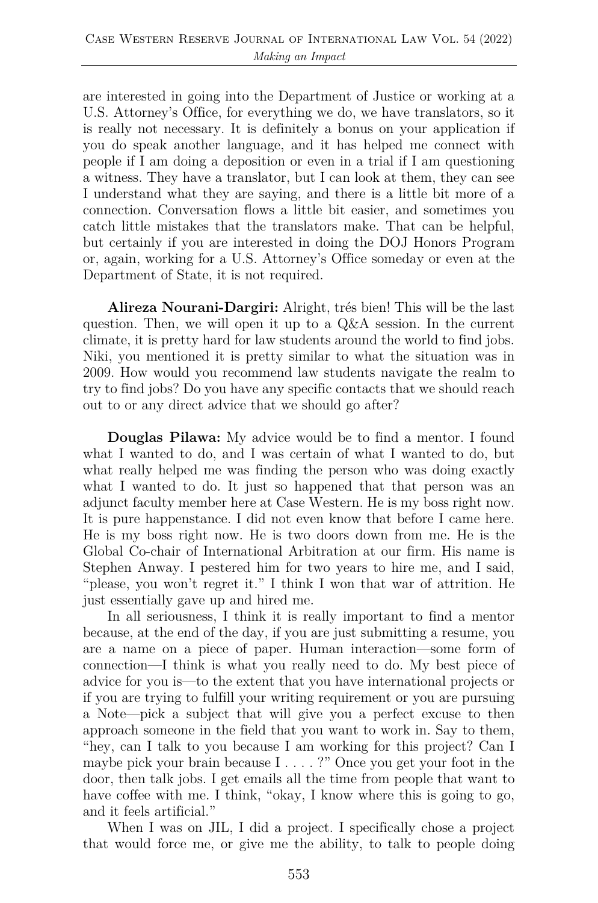are interested in going into the Department of Justice or working at a U.S. Attorney's Office, for everything we do, we have translators, so it is really not necessary. It is definitely a bonus on your application if you do speak another language, and it has helped me connect with people if I am doing a deposition or even in a trial if I am questioning a witness. They have a translator, but I can look at them, they can see I understand what they are saying, and there is a little bit more of a connection. Conversation flows a little bit easier, and sometimes you catch little mistakes that the translators make. That can be helpful, but certainly if you are interested in doing the DOJ Honors Program or, again, working for a U.S. Attorney's Office someday or even at the Department of State, it is not required.

**Alireza Nourani-Dargiri:** Alright, trés bien! This will be the last question. Then, we will open it up to a Q&A session. In the current climate, it is pretty hard for law students around the world to find jobs. Niki, you mentioned it is pretty similar to what the situation was in 2009. How would you recommend law students navigate the realm to try to find jobs? Do you have any specific contacts that we should reach out to or any direct advice that we should go after?

**Douglas Pilawa:** My advice would be to find a mentor. I found what I wanted to do, and I was certain of what I wanted to do, but what really helped me was finding the person who was doing exactly what I wanted to do. It just so happened that that person was an adjunct faculty member here at Case Western. He is my boss right now. It is pure happenstance. I did not even know that before I came here. He is my boss right now. He is two doors down from me. He is the Global Co-chair of International Arbitration at our firm. His name is Stephen Anway. I pestered him for two years to hire me, and I said, "please, you won't regret it." I think I won that war of attrition. He just essentially gave up and hired me.

In all seriousness, I think it is really important to find a mentor because, at the end of the day, if you are just submitting a resume, you are a name on a piece of paper. Human interaction—some form of connection—I think is what you really need to do. My best piece of advice for you is—to the extent that you have international projects or if you are trying to fulfill your writing requirement or you are pursuing a Note—pick a subject that will give you a perfect excuse to then approach someone in the field that you want to work in. Say to them, "hey, can I talk to you because I am working for this project? Can I maybe pick your brain because I . . . . ?" Once you get your foot in the door, then talk jobs. I get emails all the time from people that want to have coffee with me. I think, "okay, I know where this is going to go, and it feels artificial."

When I was on JIL, I did a project. I specifically chose a project that would force me, or give me the ability, to talk to people doing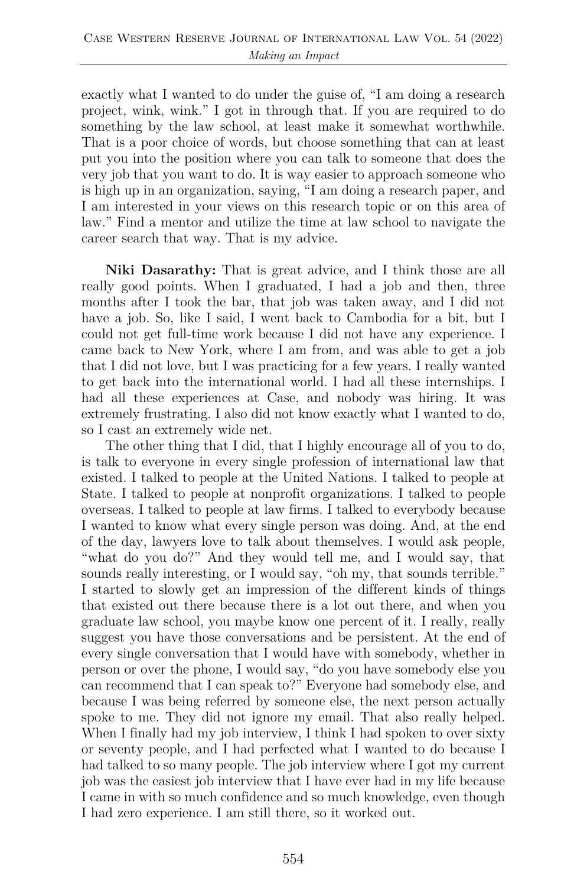exactly what I wanted to do under the guise of, "I am doing a research project, wink, wink." I got in through that. If you are required to do something by the law school, at least make it somewhat worthwhile. That is a poor choice of words, but choose something that can at least put you into the position where you can talk to someone that does the very job that you want to do. It is way easier to approach someone who is high up in an organization, saying, "I am doing a research paper, and I am interested in your views on this research topic or on this area of law." Find a mentor and utilize the time at law school to navigate the career search that way. That is my advice.

**Niki Dasarathy:** That is great advice, and I think those are all really good points. When I graduated, I had a job and then, three months after I took the bar, that job was taken away, and I did not have a job. So, like I said, I went back to Cambodia for a bit, but I could not get full-time work because I did not have any experience. I came back to New York, where I am from, and was able to get a job that I did not love, but I was practicing for a few years. I really wanted to get back into the international world. I had all these internships. I had all these experiences at Case, and nobody was hiring. It was extremely frustrating. I also did not know exactly what I wanted to do, so I cast an extremely wide net.

The other thing that I did, that I highly encourage all of you to do, is talk to everyone in every single profession of international law that existed. I talked to people at the United Nations. I talked to people at State. I talked to people at nonprofit organizations. I talked to people overseas. I talked to people at law firms. I talked to everybody because I wanted to know what every single person was doing. And, at the end of the day, lawyers love to talk about themselves. I would ask people, "what do you do?" And they would tell me, and I would say, that sounds really interesting, or I would say, "oh my, that sounds terrible." I started to slowly get an impression of the different kinds of things that existed out there because there is a lot out there, and when you graduate law school, you maybe know one percent of it. I really, really suggest you have those conversations and be persistent. At the end of every single conversation that I would have with somebody, whether in person or over the phone, I would say, "do you have somebody else you can recommend that I can speak to?" Everyone had somebody else, and because I was being referred by someone else, the next person actually spoke to me. They did not ignore my email. That also really helped. When I finally had my job interview, I think I had spoken to over sixty or seventy people, and I had perfected what I wanted to do because I had talked to so many people. The job interview where I got my current job was the easiest job interview that I have ever had in my life because I came in with so much confidence and so much knowledge, even though I had zero experience. I am still there, so it worked out.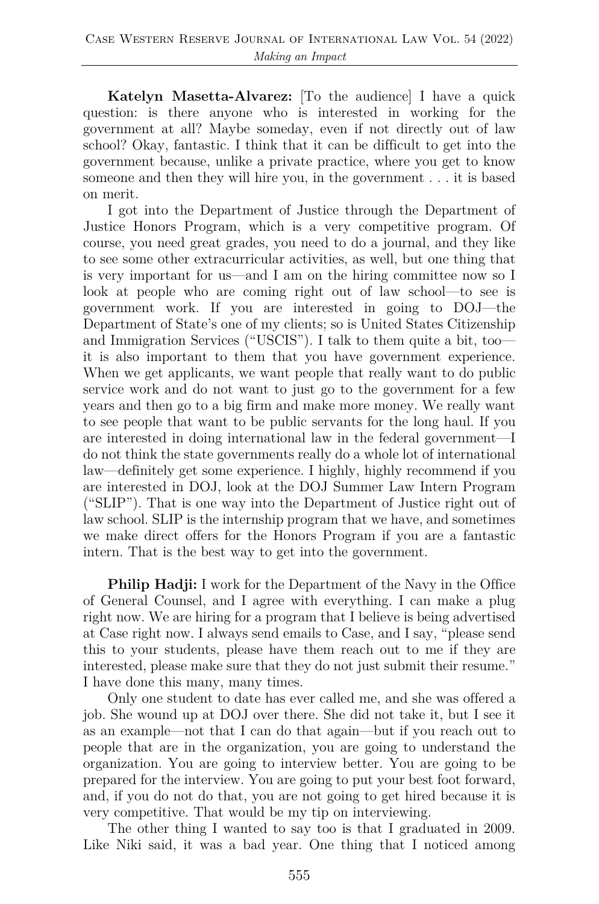**Katelyn Masetta-Alvarez:** [To the audience] I have a quick question: is there anyone who is interested in working for the government at all? Maybe someday, even if not directly out of law school? Okay, fantastic. I think that it can be difficult to get into the government because, unlike a private practice, where you get to know someone and then they will hire you, in the government . . . it is based on merit.

I got into the Department of Justice through the Department of Justice Honors Program, which is a very competitive program. Of course, you need great grades, you need to do a journal, and they like to see some other extracurricular activities, as well, but one thing that is very important for us—and I am on the hiring committee now so I look at people who are coming right out of law school—to see is government work. If you are interested in going to DOJ—the Department of State's one of my clients; so is United States Citizenship and Immigration Services ("USCIS"). I talk to them quite a bit, too—it is also important to them that you have government experience. When we get applicants, we want people that really want to do public service work and do not want to just go to the government for a few years and then go to a big firm and make more money. We really want to see people that want to be public servants for the long haul. If you are interested in doing international law in the federal government—I do not think the state governments really do a whole lot of international law—definitely get some experience. I highly, highly recommend if you are interested in DOJ, look at the DOJ Summer Law Intern Program ("SLIP"). That is one way into the Department of Justice right out of law school. SLIP is the internship program that we have, and sometimes we make direct offers for the Honors Program if you are a fantastic intern. That is the best way to get into the government.

**Philip Hadji:** I work for the Department of the Navy in the Office of General Counsel, and I agree with everything. I can make a plug right now. We are hiring for a program that I believe is being advertised at Case right now. I always send emails to Case, and I say, "please send this to your students, please have them reach out to me if they are interested, please make sure that they do not just submit their resume." I have done this many, many times.

Only one student to date has ever called me, and she was offered a job. She wound up at DOJ over there. She did not take it, but I see it as an example—not that I can do that again—but if you reach out to people that are in the organization, you are going to understand the organization. You are going to interview better. You are going to be prepared for the interview. You are going to put your best foot forward, and, if you do not do that, you are not going to get hired because it is very competitive. That would be my tip on interviewing.

The other thing I wanted to say too is that I graduated in 2009. Like Niki said, it was a bad year. One thing that I noticed among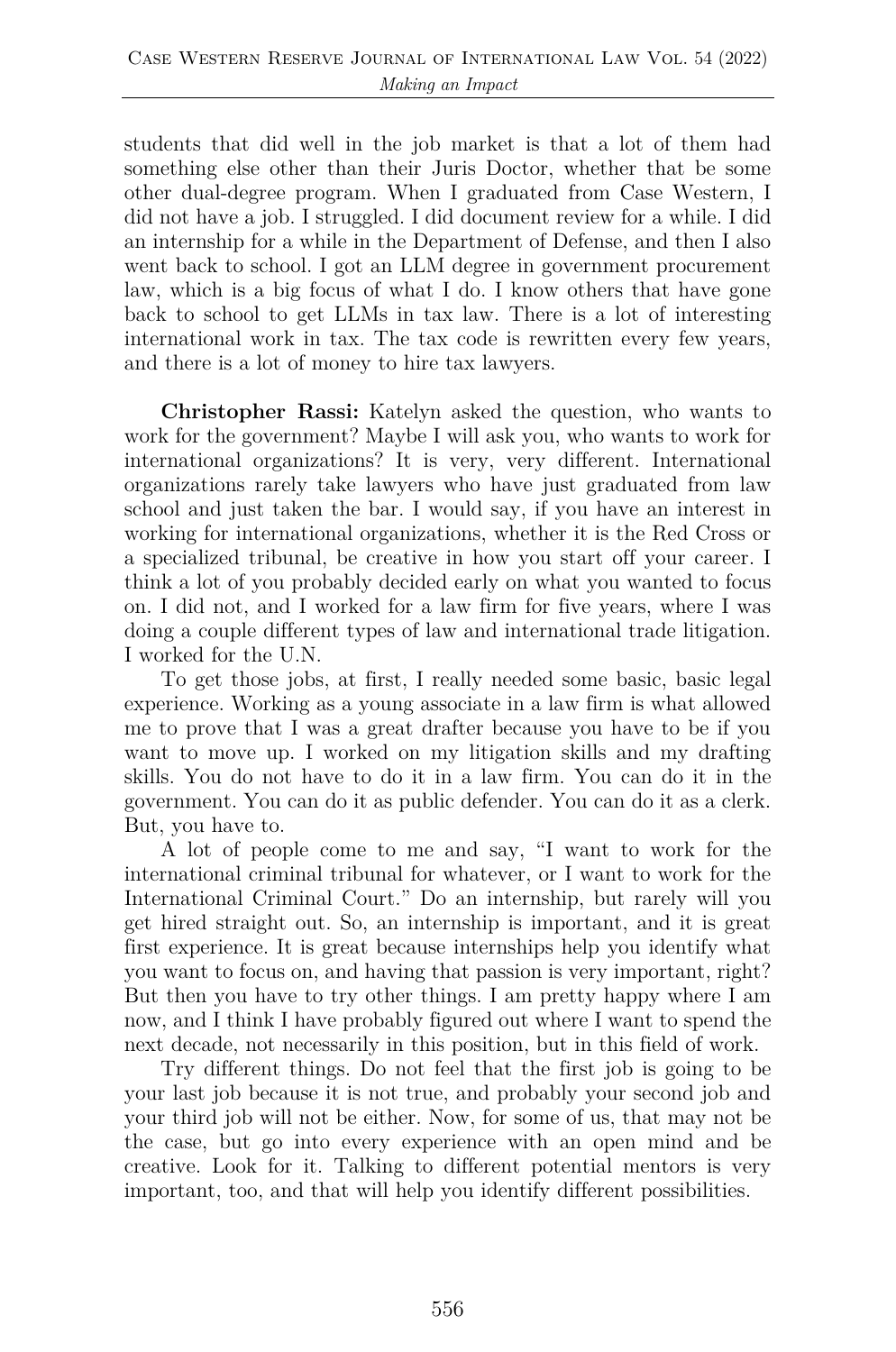students that did well in the job market is that a lot of them had something else other than their Juris Doctor, whether that be some other dual-degree program. When I graduated from Case Western, I did not have a job. I struggled. I did document review for a while. I did an internship for a while in the Department of Defense, and then I also went back to school. I got an LLM degree in government procurement law, which is a big focus of what I do. I know others that have gone back to school to get LLMs in tax law. There is a lot of interesting international work in tax. The tax code is rewritten every few years, and there is a lot of money to hire tax lawyers.

**Christopher Rassi:** Katelyn asked the question, who wants to work for the government? Maybe I will ask you, who wants to work for international organizations? It is very, very different. International organizations rarely take lawyers who have just graduated from law school and just taken the bar. I would say, if you have an interest in working for international organizations, whether it is the Red Cross or a specialized tribunal, be creative in how you start off your career. I think a lot of you probably decided early on what you wanted to focus on. I did not, and I worked for a law firm for five years, where I was doing a couple different types of law and international trade litigation. I worked for the U.N.

To get those jobs, at first, I really needed some basic, basic legal experience. Working as a young associate in a law firm is what allowed me to prove that I was a great drafter because you have to be if you want to move up. I worked on my litigation skills and my drafting skills. You do not have to do it in a law firm. You can do it in the government. You can do it as public defender. You can do it as a clerk. But, you have to.

A lot of people come to me and say, "I want to work for the international criminal tribunal for whatever, or I want to work for the International Criminal Court." Do an internship, but rarely will you get hired straight out. So, an internship is important, and it is great first experience. It is great because internships help you identify what you want to focus on, and having that passion is very important, right? But then you have to try other things. I am pretty happy where I am now, and I think I have probably figured out where I want to spend the next decade, not necessarily in this position, but in this field of work.

Try different things. Do not feel that the first job is going to be your last job because it is not true, and probably your second job and your third job will not be either. Now, for some of us, that may not be the case, but go into every experience with an open mind and be creative. Look for it. Talking to different potential mentors is very important, too, and that will help you identify different possibilities.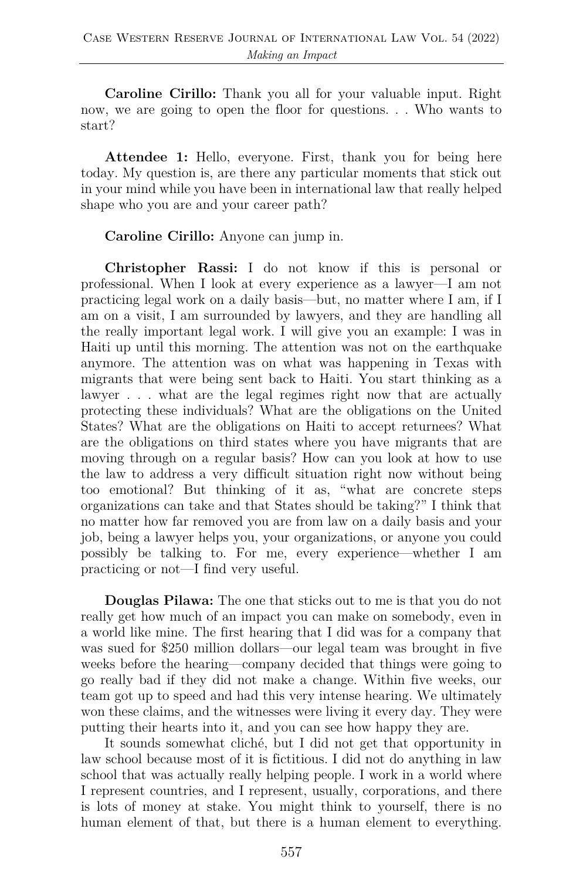**Caroline Cirillo:** Thank you all for your valuable input. Right now, we are going to open the floor for questions. . . Who wants to start?

**Attendee 1:** Hello, everyone. First, thank you for being here today. My question is, are there any particular moments that stick out in your mind while you have been in international law that really helped shape who you are and your career path?

**Caroline Cirillo:** Anyone can jump in.

**Christopher Rassi:** I do not know if this is personal or professional. When I look at every experience as a lawyer—I am not practicing legal work on a daily basis—but, no matter where I am, if I am on a visit, I am surrounded by lawyers, and they are handling all the really important legal work. I will give you an example: I was in Haiti up until this morning. The attention was not on the earthquake anymore. The attention was on what was happening in Texas with migrants that were being sent back to Haiti. You start thinking as a lawyer . . . what are the legal regimes right now that are actually protecting these individuals? What are the obligations on the United States? What are the obligations on Haiti to accept returnees? What are the obligations on third states where you have migrants that are moving through on a regular basis? How can you look at how to use the law to address a very difficult situation right now without being too emotional? But thinking of it as, "what are concrete steps organizations can take and that States should be taking?" I think that no matter how far removed you are from law on a daily basis and your job, being a lawyer helps you, your organizations, or anyone you could possibly be talking to. For me, every experience—whether I am practicing or not—I find very useful.

**Douglas Pilawa:** The one that sticks out to me is that you do not really get how much of an impact you can make on somebody, even in a world like mine. The first hearing that I did was for a company that was sued for $250 million dollars—our legal team was brought in five weeks before the hearing—company decided that things were going to go really bad if they did not make a change. Within five weeks, our team got up to speed and had this very intense hearing. We ultimately won these claims, and the witnesses were living it every day. They were putting their hearts into it, and you can see how happy they are.

It sounds somewhat cliché, but I did not get that opportunity in law school because most of it is fictitious. I did not do anything in law school that was actually really helping people. I work in a world where I represent countries, and I represent, usually, corporations, and there is lots of money at stake. You might think to yourself, there is no human element of that, but there is a human element to everything.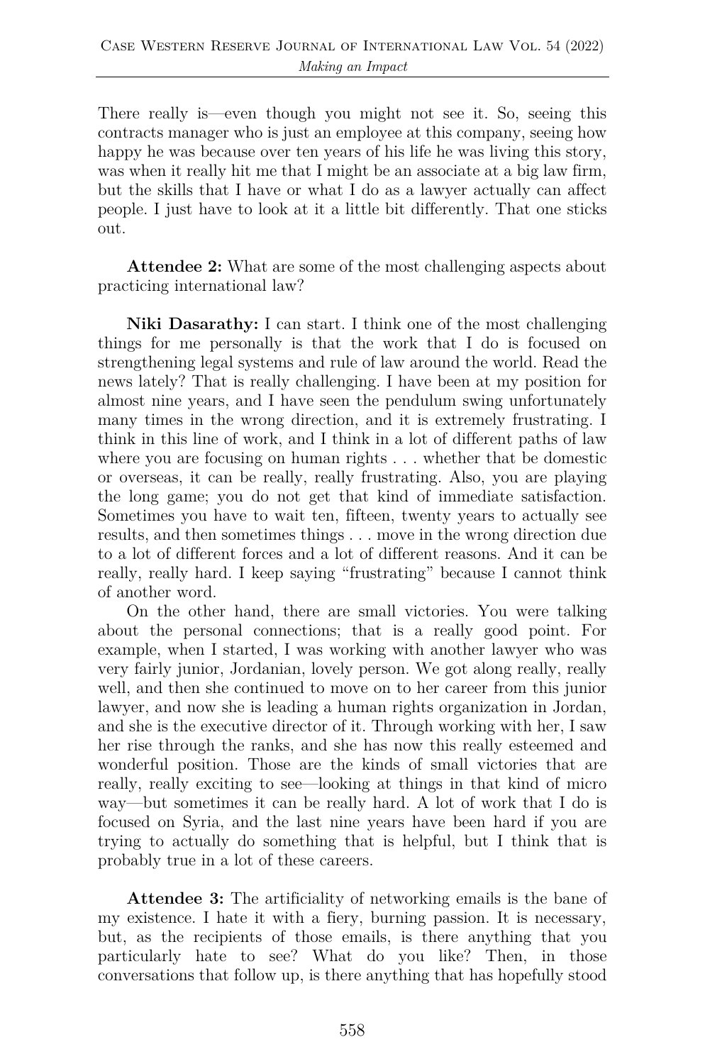There really is—even though you might not see it. So, seeing this contracts manager who is just an employee at this company, seeing how happy he was because over ten years of his life he was living this story, was when it really hit me that I might be an associate at a big law firm, but the skills that I have or what I do as a lawyer actually can affect people. I just have to look at it a little bit differently. That one sticks out.

**Attendee 2:** What are some of the most challenging aspects about practicing international law?

**Niki Dasarathy:** I can start. I think one of the most challenging things for me personally is that the work that I do is focused on strengthening legal systems and rule of law around the world. Read the news lately? That is really challenging. I have been at my position for almost nine years, and I have seen the pendulum swing unfortunately many times in the wrong direction, and it is extremely frustrating. I think in this line of work, and I think in a lot of different paths of law where you are focusing on human rights . . . whether that be domestic or overseas, it can be really, really frustrating. Also, you are playing the long game; you do not get that kind of immediate satisfaction. Sometimes you have to wait ten, fifteen, twenty years to actually see results, and then sometimes things . . . move in the wrong direction due to a lot of different forces and a lot of different reasons. And it can be really, really hard. I keep saying "frustrating" because I cannot think of another word.

On the other hand, there are small victories. You were talking about the personal connections; that is a really good point. For example, when I started, I was working with another lawyer who was very fairly junior, Jordanian, lovely person. We got along really, really well, and then she continued to move on to her career from this junior lawyer, and now she is leading a human rights organization in Jordan, and she is the executive director of it. Through working with her, I saw her rise through the ranks, and she has now this really esteemed and wonderful position. Those are the kinds of small victories that are really, really exciting to see—looking at things in that kind of micro way—but sometimes it can be really hard. A lot of work that I do is focused on Syria, and the last nine years have been hard if you are trying to actually do something that is helpful, but I think that is probably true in a lot of these careers.

**Attendee 3:** The artificiality of networking emails is the bane of my existence. I hate it with a fiery, burning passion. It is necessary, but, as the recipients of those emails, is there anything that you particularly hate to see? What do you like? Then, in those conversations that follow up, is there anything that has hopefully stood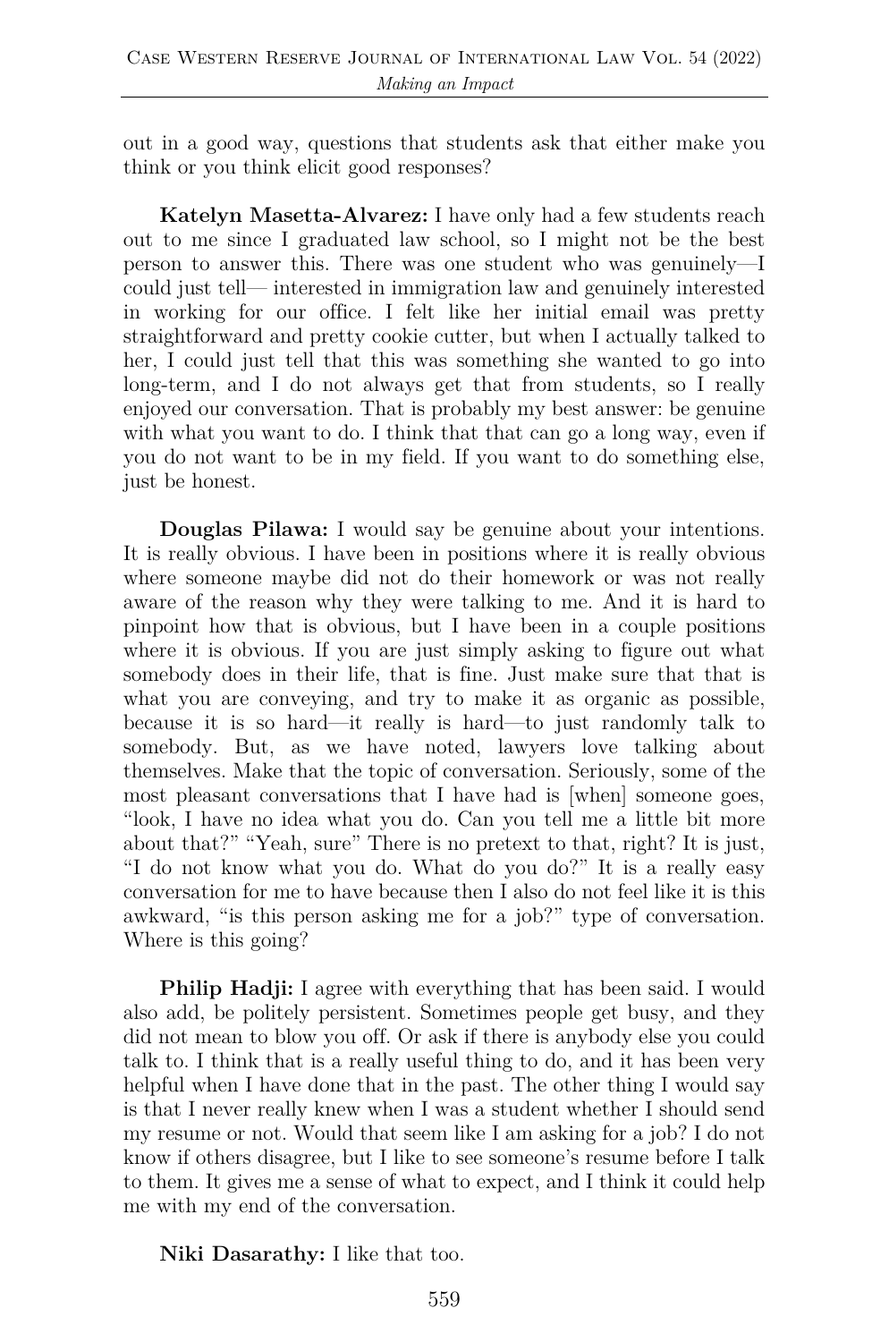out in a good way, questions that students ask that either make you think or you think elicit good responses?

**Katelyn Masetta-Alvarez:** I have only had a few students reach out to me since I graduated law school, so I might not be the best person to answer this. There was one student who was genuinely—I could just tell— interested in immigration law and genuinely interested in working for our office. I felt like her initial email was pretty straightforward and pretty cookie cutter, but when I actually talked to her, I could just tell that this was something she wanted to go into long-term, and I do not always get that from students, so I really enjoyed our conversation. That is probably my best answer: be genuine with what you want to do. I think that that can go a long way, even if you do not want to be in my field. If you want to do something else, just be honest.

**Douglas Pilawa:** I would say be genuine about your intentions. It is really obvious. I have been in positions where it is really obvious where someone maybe did not do their homework or was not really aware of the reason why they were talking to me. And it is hard to pinpoint how that is obvious, but I have been in a couple positions where it is obvious. If you are just simply asking to figure out what somebody does in their life, that is fine. Just make sure that that is what you are conveying, and try to make it as organic as possible, because it is so hard—it really is hard—to just randomly talk to somebody. But, as we have noted, lawyers love talking about themselves. Make that the topic of conversation. Seriously, some of the most pleasant conversations that I have had is [when] someone goes, "look, I have no idea what you do. Can you tell me a little bit more about that?" "Yeah, sure" There is no pretext to that, right? It is just, "I do not know what you do. What do you do?" It is a really easy conversation for me to have because then I also do not feel like it is this awkward, "is this person asking me for a job?" type of conversation. Where is this going?

**Philip Hadji:** I agree with everything that has been said. I would also add, be politely persistent. Sometimes people get busy, and they did not mean to blow you off. Or ask if there is anybody else you could talk to. I think that is a really useful thing to do, and it has been very helpful when I have done that in the past. The other thing I would say is that I never really knew when I was a student whether I should send my resume or not. Would that seem like I am asking for a job? I do not know if others disagree, but I like to see someone's resume before I talk to them. It gives me a sense of what to expect, and I think it could help me with my end of the conversation.

**Niki Dasarathy:** I like that too.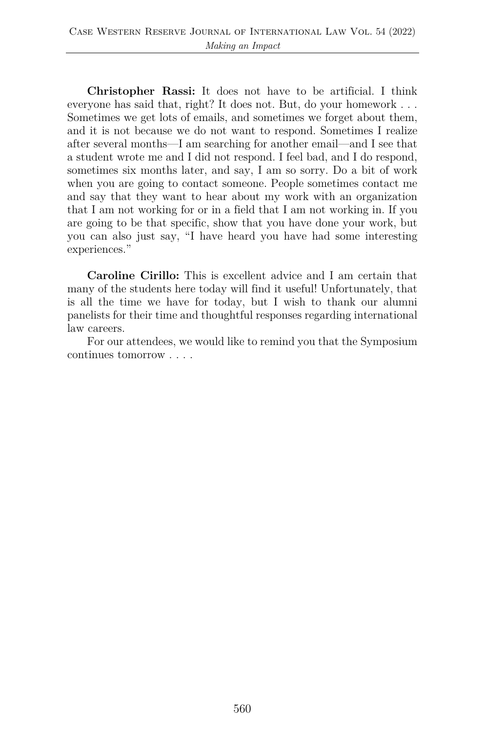**Christopher Rassi:** It does not have to be artificial. I think everyone has said that, right? It does not. But, do your homework . . . Sometimes we get lots of emails, and sometimes we forget about them, and it is not because we do not want to respond. Sometimes I realize after several months—I am searching for another email—and I see that a student wrote me and I did not respond. I feel bad, and I do respond, sometimes six months later, and say, I am so sorry. Do a bit of work when you are going to contact someone. People sometimes contact me and say that they want to hear about my work with an organization that I am not working for or in a field that I am not working in. If you are going to be that specific, show that you have done your work, but you can also just say, "I have heard you have had some interesting experiences."

**Caroline Cirillo:** This is excellent advice and I am certain that many of the students here today will find it useful! Unfortunately, that is all the time we have for today, but I wish to thank our alumni panelists for their time and thoughtful responses regarding international law careers.

For our attendees, we would like to remind you that the Symposium continues tomorrow . . . .